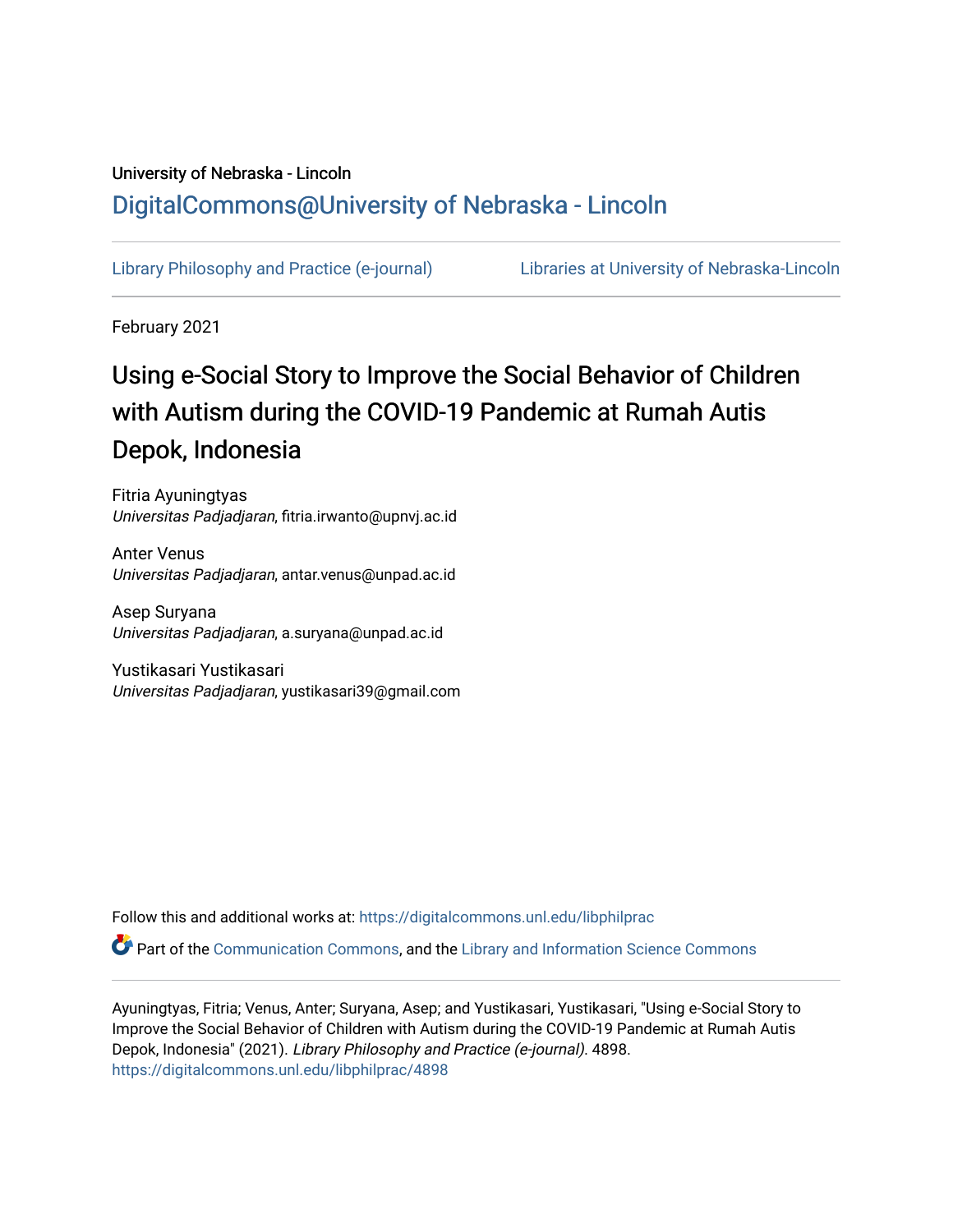University of Nebraska - Lincoln

## DigitalCommons@University of Nebraska - Lincoln

Library Philosophy and Practice (e-journal) | Libraries at University of Nebraska-Lincoln

February 2021

# Using e-Social Story to Improve the Social Behavior of Children with Autism during the COVID-19 Pandemic at Rumah Autis Depok, Indonesia

Fitria Ayuningtyas
*Universitas Padjadjaran*, fitria.irwanto@upnvj.ac.id

Anter Venus
*Universitas Padjadjaran*, antar.venus@unpad.ac.id

Asep Suryana
*Universitas Padjadjaran*, a.suryana@unpad.ac.id

Yustikasari Yustikasari
*Universitas Padjadjaran*, yustikasari39@gmail.com

Follow this and additional works at: https://digitalcommons.unl.edu/libphilprac

Part of the Communication Commons, and the Library and Information Science Commons

Ayuningtyas, Fitria; Venus, Anter; Suryana, Asep; and Yustikasari, Yustikasari, "Using e-Social Story to Improve the Social Behavior of Children with Autism during the COVID-19 Pandemic at Rumah Autis Depok, Indonesia" (2021). *Library Philosophy and Practice (e-journal)*. 4898.
https://digitalcommons.unl.edu/libphilprac/4898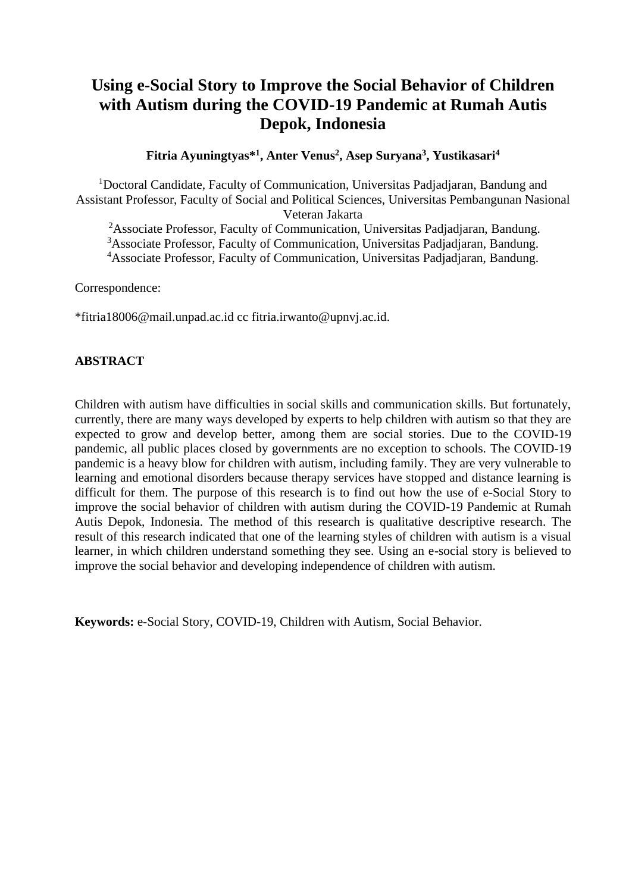# Using e-Social Story to Improve the Social Behavior of Children with Autism during the COVID-19 Pandemic at Rumah Autis Depok, Indonesia

**Fitria Ayuningtyas*[1], Anter Venus[2], Asep Suryana[3], Yustikasari[4]**

[1]Doctoral Candidate, Faculty of Communication, Universitas Padjadjaran, Bandung and Assistant Professor, Faculty of Social and Political Sciences, Universitas Pembangunan Nasional Veteran Jakarta

[2]Associate Professor, Faculty of Communication, Universitas Padjadjaran, Bandung.

[3]Associate Professor, Faculty of Communication, Universitas Padjadjaran, Bandung.

[4]Associate Professor, Faculty of Communication, Universitas Padjadjaran, Bandung.

Correspondence:

*fitria18006@mail.unpad.ac.id cc fitria.irwanto@upnvj.ac.id.

## ABSTRACT

Children with autism have difficulties in social skills and communication skills. But fortunately, currently, there are many ways developed by experts to help children with autism so that they are expected to grow and develop better, among them are social stories. Due to the COVID-19 pandemic, all public places closed by governments are no exception to schools. The COVID-19 pandemic is a heavy blow for children with autism, including family. They are very vulnerable to learning and emotional disorders because therapy services have stopped and distance learning is difficult for them. The purpose of this research is to find out how the use of e-Social Story to improve the social behavior of children with autism during the COVID-19 Pandemic at Rumah Autis Depok, Indonesia. The method of this research is qualitative descriptive research. The result of this research indicated that one of the learning styles of children with autism is a visual learner, in which children understand something they see. Using an e-social story is believed to improve the social behavior and developing independence of children with autism.

**Keywords:** e-Social Story, COVID-19, Children with Autism, Social Behavior.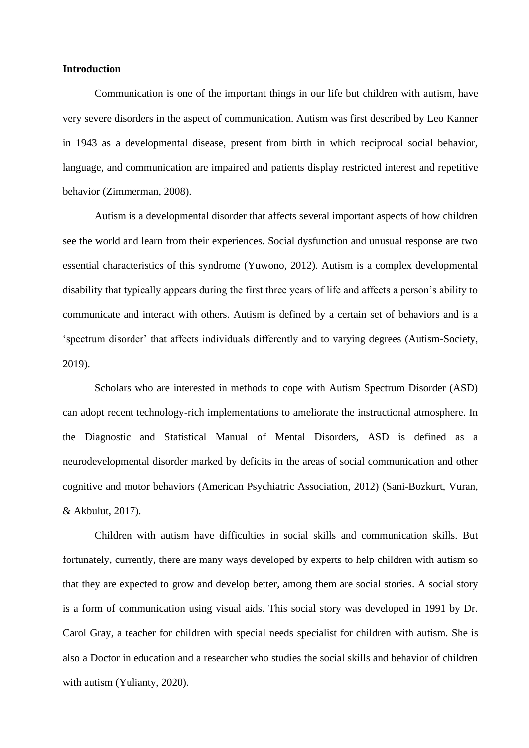**Introduction**

Communication is one of the important things in our life but children with autism, have very severe disorders in the aspect of communication. Autism was first described by Leo Kanner in 1943 as a developmental disease, present from birth in which reciprocal social behavior, language, and communication are impaired and patients display restricted interest and repetitive behavior (Zimmerman, 2008).

Autism is a developmental disorder that affects several important aspects of how children see the world and learn from their experiences. Social dysfunction and unusual response are two essential characteristics of this syndrome (Yuwono, 2012). Autism is a complex developmental disability that typically appears during the first three years of life and affects a person's ability to communicate and interact with others. Autism is defined by a certain set of behaviors and is a 'spectrum disorder' that affects individuals differently and to varying degrees (Autism-Society, 2019).

Scholars who are interested in methods to cope with Autism Spectrum Disorder (ASD) can adopt recent technology-rich implementations to ameliorate the instructional atmosphere. In the Diagnostic and Statistical Manual of Mental Disorders, ASD is defined as a neurodevelopmental disorder marked by deficits in the areas of social communication and other cognitive and motor behaviors (American Psychiatric Association, 2012) (Sani-Bozkurt, Vuran, & Akbulut, 2017).

Children with autism have difficulties in social skills and communication skills. But fortunately, currently, there are many ways developed by experts to help children with autism so that they are expected to grow and develop better, among them are social stories. A social story is a form of communication using visual aids. This social story was developed in 1991 by Dr. Carol Gray, a teacher for children with special needs specialist for children with autism. She is also a Doctor in education and a researcher who studies the social skills and behavior of children with autism (Yulianty, 2020).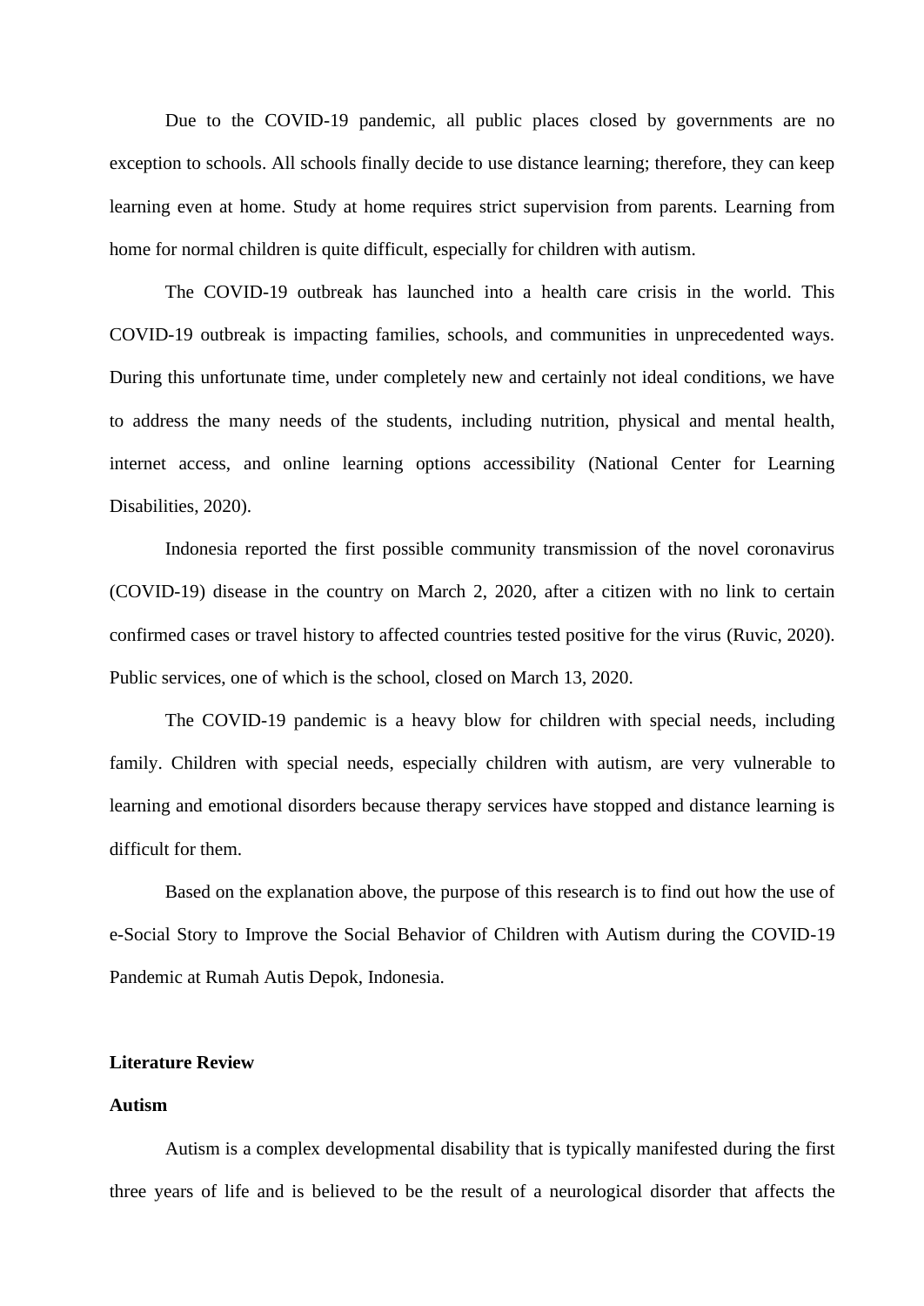Due to the COVID-19 pandemic, all public places closed by governments are no exception to schools. All schools finally decide to use distance learning; therefore, they can keep learning even at home. Study at home requires strict supervision from parents. Learning from home for normal children is quite difficult, especially for children with autism.

The COVID-19 outbreak has launched into a health care crisis in the world. This COVID-19 outbreak is impacting families, schools, and communities in unprecedented ways. During this unfortunate time, under completely new and certainly not ideal conditions, we have to address the many needs of the students, including nutrition, physical and mental health, internet access, and online learning options accessibility (National Center for Learning Disabilities, 2020).

Indonesia reported the first possible community transmission of the novel coronavirus (COVID-19) disease in the country on March 2, 2020, after a citizen with no link to certain confirmed cases or travel history to affected countries tested positive for the virus (Ruvic, 2020). Public services, one of which is the school, closed on March 13, 2020.

The COVID-19 pandemic is a heavy blow for children with special needs, including family. Children with special needs, especially children with autism, are very vulnerable to learning and emotional disorders because therapy services have stopped and distance learning is difficult for them.

Based on the explanation above, the purpose of this research is to find out how the use of e-Social Story to Improve the Social Behavior of Children with Autism during the COVID-19 Pandemic at Rumah Autis Depok, Indonesia.

## Literature Review

### Autism

Autism is a complex developmental disability that is typically manifested during the first three years of life and is believed to be the result of a neurological disorder that affects the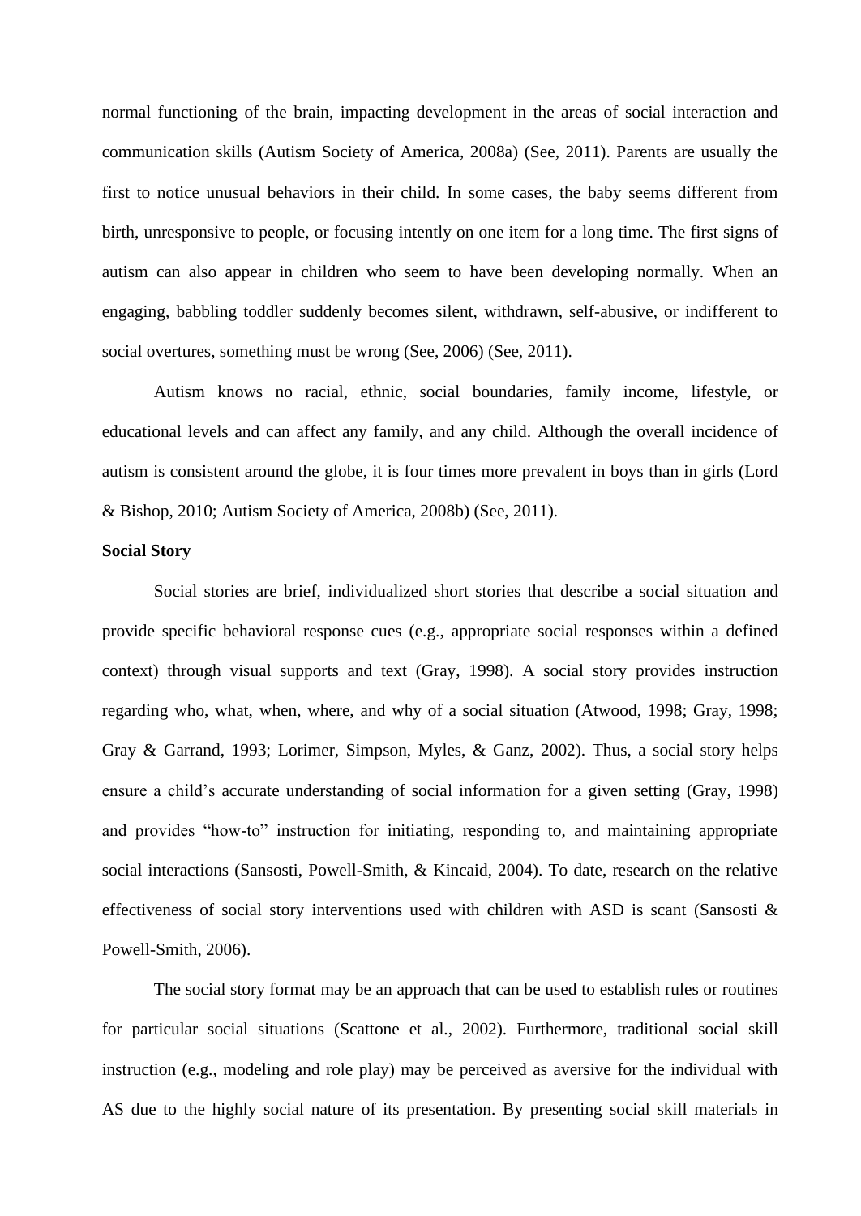normal functioning of the brain, impacting development in the areas of social interaction and communication skills (Autism Society of America, 2008a) (See, 2011). Parents are usually the first to notice unusual behaviors in their child. In some cases, the baby seems different from birth, unresponsive to people, or focusing intently on one item for a long time. The first signs of autism can also appear in children who seem to have been developing normally. When an engaging, babbling toddler suddenly becomes silent, withdrawn, self-abusive, or indifferent to social overtures, something must be wrong (See, 2006) (See, 2011).

Autism knows no racial, ethnic, social boundaries, family income, lifestyle, or educational levels and can affect any family, and any child. Although the overall incidence of autism is consistent around the globe, it is four times more prevalent in boys than in girls (Lord & Bishop, 2010; Autism Society of America, 2008b) (See, 2011).

**Social Story**

Social stories are brief, individualized short stories that describe a social situation and provide specific behavioral response cues (e.g., appropriate social responses within a defined context) through visual supports and text (Gray, 1998). A social story provides instruction regarding who, what, when, where, and why of a social situation (Atwood, 1998; Gray, 1998; Gray & Garrand, 1993; Lorimer, Simpson, Myles, & Ganz, 2002). Thus, a social story helps ensure a child's accurate understanding of social information for a given setting (Gray, 1998) and provides "how-to" instruction for initiating, responding to, and maintaining appropriate social interactions (Sansosti, Powell-Smith, & Kincaid, 2004). To date, research on the relative effectiveness of social story interventions used with children with ASD is scant (Sansosti & Powell-Smith, 2006).

The social story format may be an approach that can be used to establish rules or routines for particular social situations (Scattone et al., 2002). Furthermore, traditional social skill instruction (e.g., modeling and role play) may be perceived as aversive for the individual with AS due to the highly social nature of its presentation. By presenting social skill materials in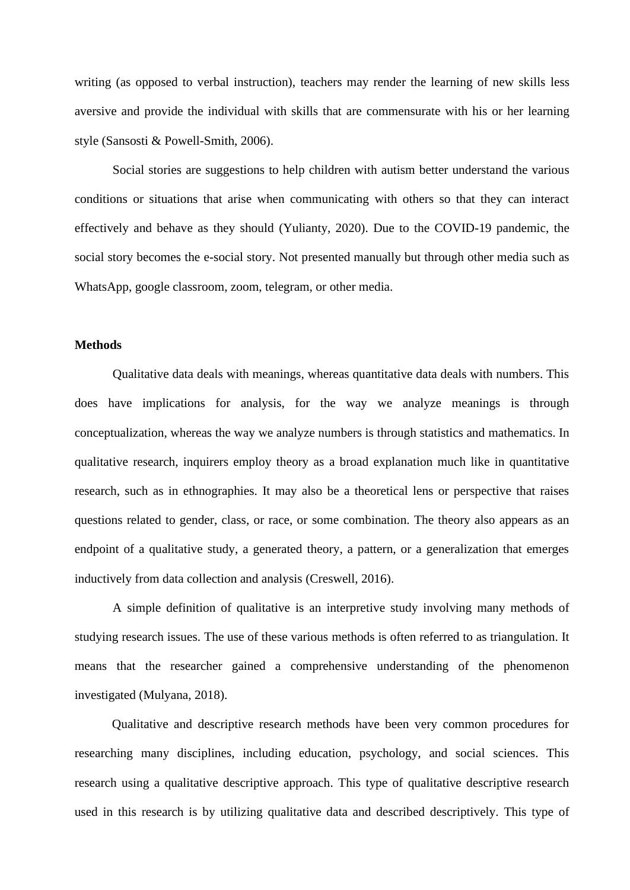writing (as opposed to verbal instruction), teachers may render the learning of new skills less aversive and provide the individual with skills that are commensurate with his or her learning style (Sansosti & Powell-Smith, 2006).

Social stories are suggestions to help children with autism better understand the various conditions or situations that arise when communicating with others so that they can interact effectively and behave as they should (Yulianty, 2020). Due to the COVID-19 pandemic, the social story becomes the e-social story. Not presented manually but through other media such as WhatsApp, google classroom, zoom, telegram, or other media.

**Methods**

Qualitative data deals with meanings, whereas quantitative data deals with numbers. This does have implications for analysis, for the way we analyze meanings is through conceptualization, whereas the way we analyze numbers is through statistics and mathematics. In qualitative research, inquirers employ theory as a broad explanation much like in quantitative research, such as in ethnographies. It may also be a theoretical lens or perspective that raises questions related to gender, class, or race, or some combination. The theory also appears as an endpoint of a qualitative study, a generated theory, a pattern, or a generalization that emerges inductively from data collection and analysis (Creswell, 2016).

A simple definition of qualitative is an interpretive study involving many methods of studying research issues. The use of these various methods is often referred to as triangulation. It means that the researcher gained a comprehensive understanding of the phenomenon investigated (Mulyana, 2018).

Qualitative and descriptive research methods have been very common procedures for researching many disciplines, including education, psychology, and social sciences. This research using a qualitative descriptive approach. This type of qualitative descriptive research used in this research is by utilizing qualitative data and described descriptively. This type of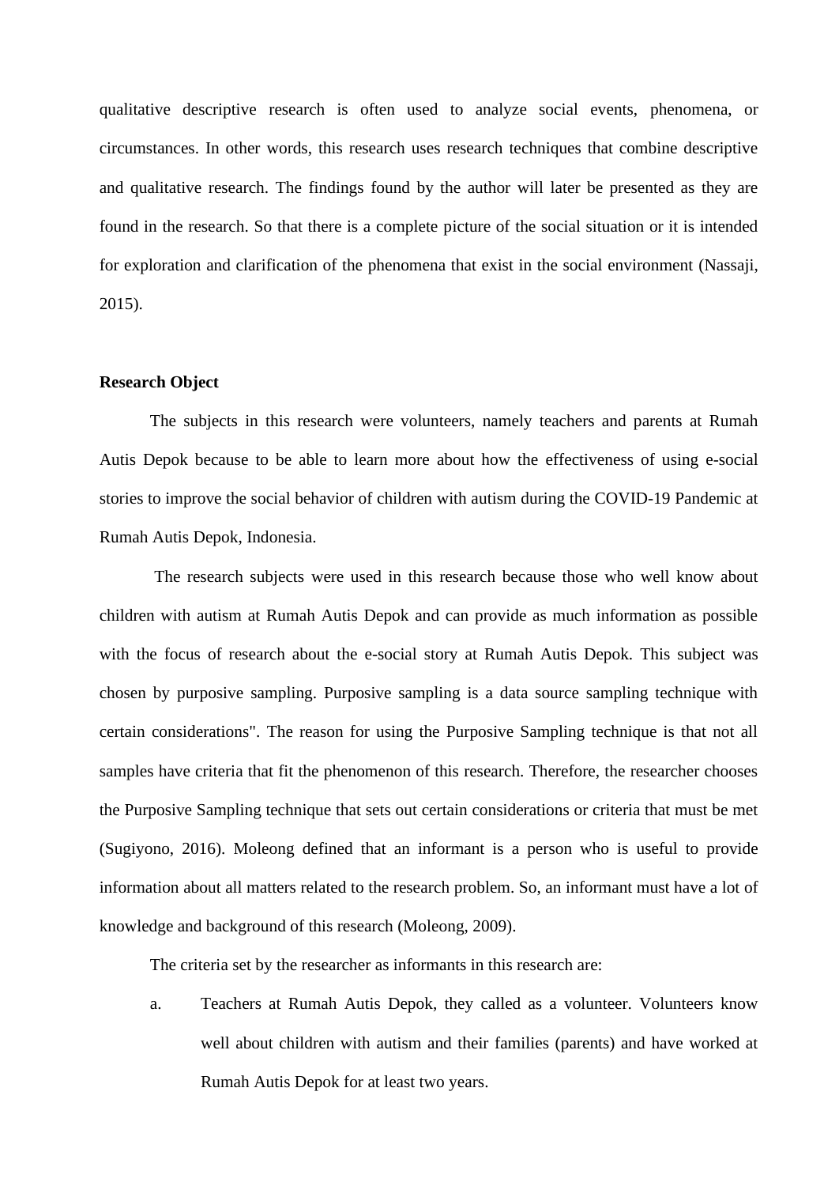qualitative descriptive research is often used to analyze social events, phenomena, or circumstances. In other words, this research uses research techniques that combine descriptive and qualitative research. The findings found by the author will later be presented as they are found in the research. So that there is a complete picture of the social situation or it is intended for exploration and clarification of the phenomena that exist in the social environment (Nassaji, 2015).

**Research Object**

The subjects in this research were volunteers, namely teachers and parents at Rumah Autis Depok because to be able to learn more about how the effectiveness of using e-social stories to improve the social behavior of children with autism during the COVID-19 Pandemic at Rumah Autis Depok, Indonesia.

The research subjects were used in this research because those who well know about children with autism at Rumah Autis Depok and can provide as much information as possible with the focus of research about the e-social story at Rumah Autis Depok. This subject was chosen by purposive sampling. Purposive sampling is a data source sampling technique with certain considerations". The reason for using the Purposive Sampling technique is that not all samples have criteria that fit the phenomenon of this research. Therefore, the researcher chooses the Purposive Sampling technique that sets out certain considerations or criteria that must be met (Sugiyono, 2016). Moleong defined that an informant is a person who is useful to provide information about all matters related to the research problem. So, an informant must have a lot of knowledge and background of this research (Moleong, 2009).

The criteria set by the researcher as informants in this research are:

a. Teachers at Rumah Autis Depok, they called as a volunteer. Volunteers know well about children with autism and their families (parents) and have worked at Rumah Autis Depok for at least two years.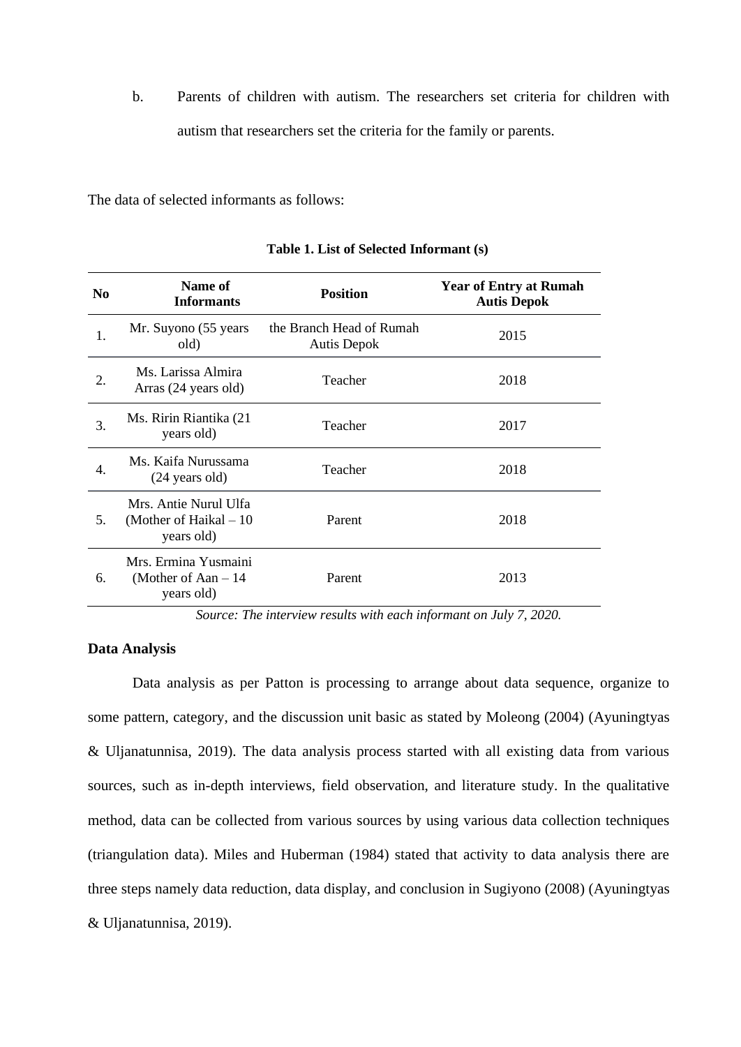b. Parents of children with autism. The researchers set criteria for children with autism that researchers set the criteria for the family or parents.

The data of selected informants as follows:

**Table 1. List of Selected Informant (s)**

| No | Name of Informants | Position | Year of Entry at Rumah Autis Depok |
|---|---|---|---|
| 1. | Mr. Suyono (55 years old) | the Branch Head of Rumah Autis Depok | 2015 |
| 2. | Ms. Larissa Almira Arras (24 years old) | Teacher | 2018 |
| 3. | Ms. Ririn Riantika (21 years old) | Teacher | 2017 |
| 4. | Ms. Kaifa Nurussama (24 years old) | Teacher | 2018 |
| 5. | Mrs. Antie Nurul Ulfa (Mother of Haikal – 10 years old) | Parent | 2018 |
| 6. | Mrs. Ermina Yusmaini (Mother of Aan – 14 years old) | Parent | 2013 |

*Source: The interview results with each informant on July 7, 2020.*

**Data Analysis**

Data analysis as per Patton is processing to arrange about data sequence, organize to some pattern, category, and the discussion unit basic as stated by Moleong (2004) (Ayuningtyas & Uljanatunnisa, 2019). The data analysis process started with all existing data from various sources, such as in-depth interviews, field observation, and literature study. In the qualitative method, data can be collected from various sources by using various data collection techniques (triangulation data). Miles and Huberman (1984) stated that activity to data analysis there are three steps namely data reduction, data display, and conclusion in Sugiyono (2008) (Ayuningtyas & Uljanatunnisa, 2019).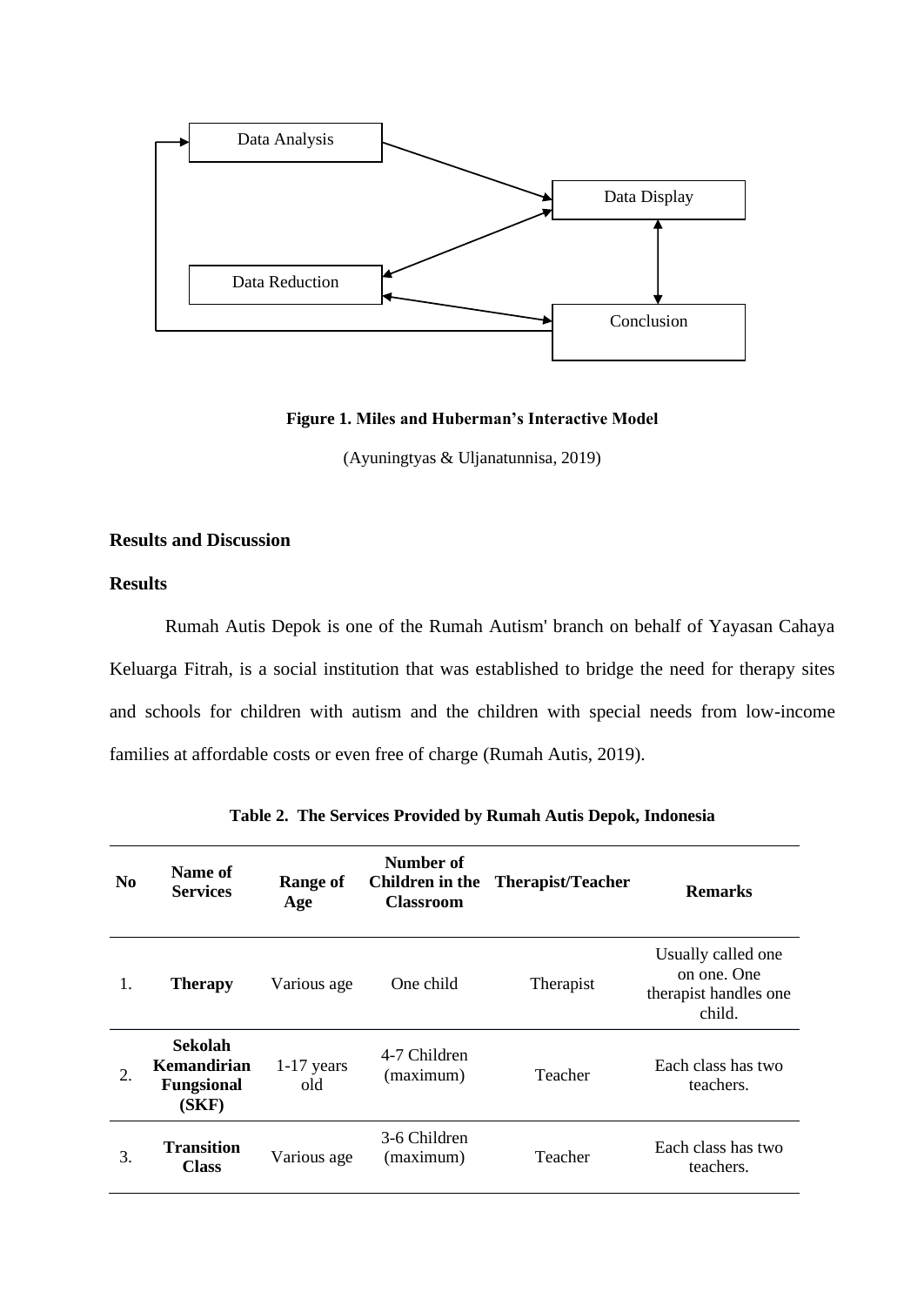**Figure 1. Miles and Huberman's Interactive Model**

(Ayuningtyas & Uljanatunnisa, 2019)

## Results and Discussion

### Results

Rumah Autis Depok is one of the Rumah Autism' branch on behalf of Yayasan Cahaya Keluarga Fitrah, is a social institution that was established to bridge the need for therapy sites and schools for children with autism and the children with special needs from low-income families at affordable costs or even free of charge (Rumah Autis, 2019).

**Table 2. The Services Provided by Rumah Autis Depok, Indonesia**

| No | Name of Services | Range of Age | Number of Children in the Classroom | Therapist/Teacher | Remarks |
|---|---|---|---|---|---|
| 1. | **Therapy** | Various age | One child | Therapist | Usually called one on one. One therapist handles one child. |
| 2. | **Sekolah Kemandirian Fungsional (SKF)** | 1-17 years old | 4-7 Children (maximum) | Teacher | Each class has two teachers. |
| 3. | **Transition Class** | Various age | 3-6 Children (maximum) | Teacher | Each class has two teachers. |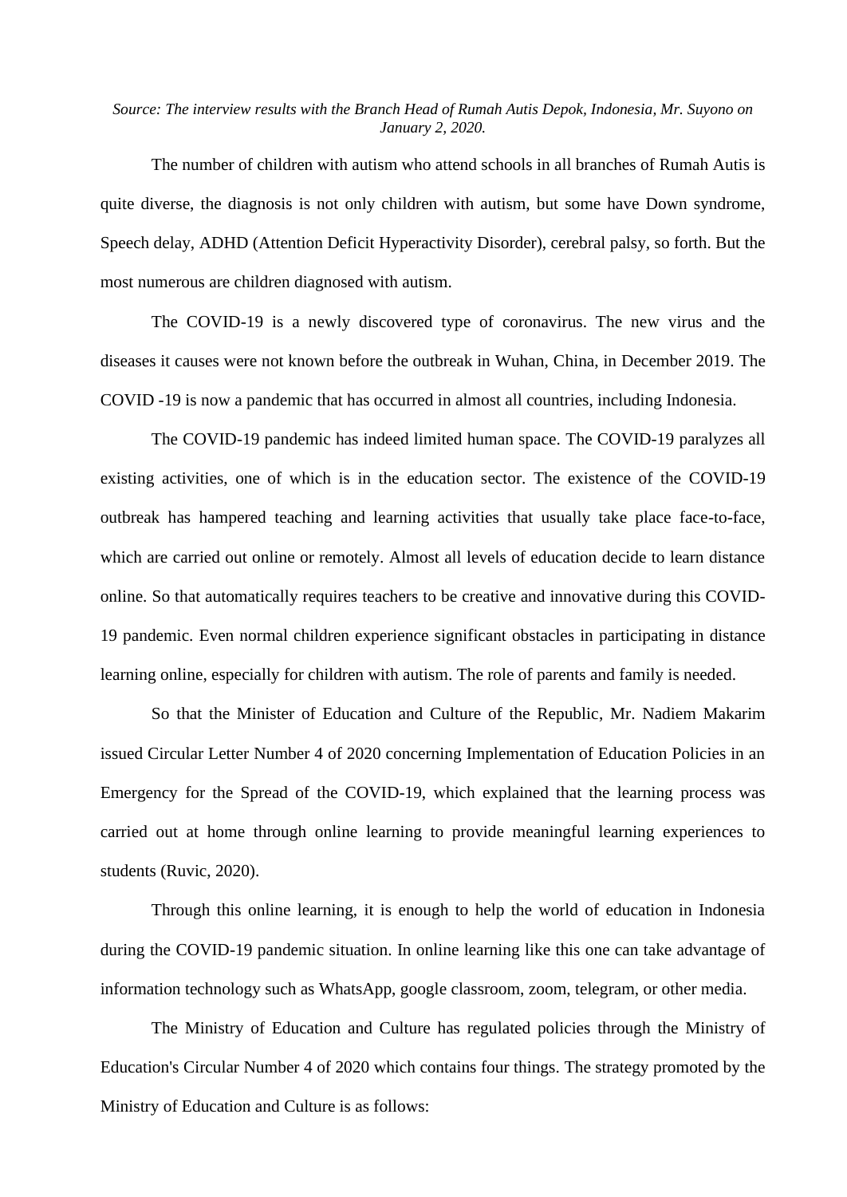*Source: The interview results with the Branch Head of Rumah Autis Depok, Indonesia, Mr. Suyono on January 2, 2020.*

The number of children with autism who attend schools in all branches of Rumah Autis is quite diverse, the diagnosis is not only children with autism, but some have Down syndrome, Speech delay, ADHD (Attention Deficit Hyperactivity Disorder), cerebral palsy, so forth. But the most numerous are children diagnosed with autism.

The COVID-19 is a newly discovered type of coronavirus. The new virus and the diseases it causes were not known before the outbreak in Wuhan, China, in December 2019. The COVID -19 is now a pandemic that has occurred in almost all countries, including Indonesia.

The COVID-19 pandemic has indeed limited human space. The COVID-19 paralyzes all existing activities, one of which is in the education sector. The existence of the COVID-19 outbreak has hampered teaching and learning activities that usually take place face-to-face, which are carried out online or remotely. Almost all levels of education decide to learn distance online. So that automatically requires teachers to be creative and innovative during this COVID-19 pandemic. Even normal children experience significant obstacles in participating in distance learning online, especially for children with autism. The role of parents and family is needed.

So that the Minister of Education and Culture of the Republic, Mr. Nadiem Makarim issued Circular Letter Number 4 of 2020 concerning Implementation of Education Policies in an Emergency for the Spread of the COVID-19, which explained that the learning process was carried out at home through online learning to provide meaningful learning experiences to students (Ruvic, 2020).

Through this online learning, it is enough to help the world of education in Indonesia during the COVID-19 pandemic situation. In online learning like this one can take advantage of information technology such as WhatsApp, google classroom, zoom, telegram, or other media.

The Ministry of Education and Culture has regulated policies through the Ministry of Education's Circular Number 4 of 2020 which contains four things. The strategy promoted by the Ministry of Education and Culture is as follows: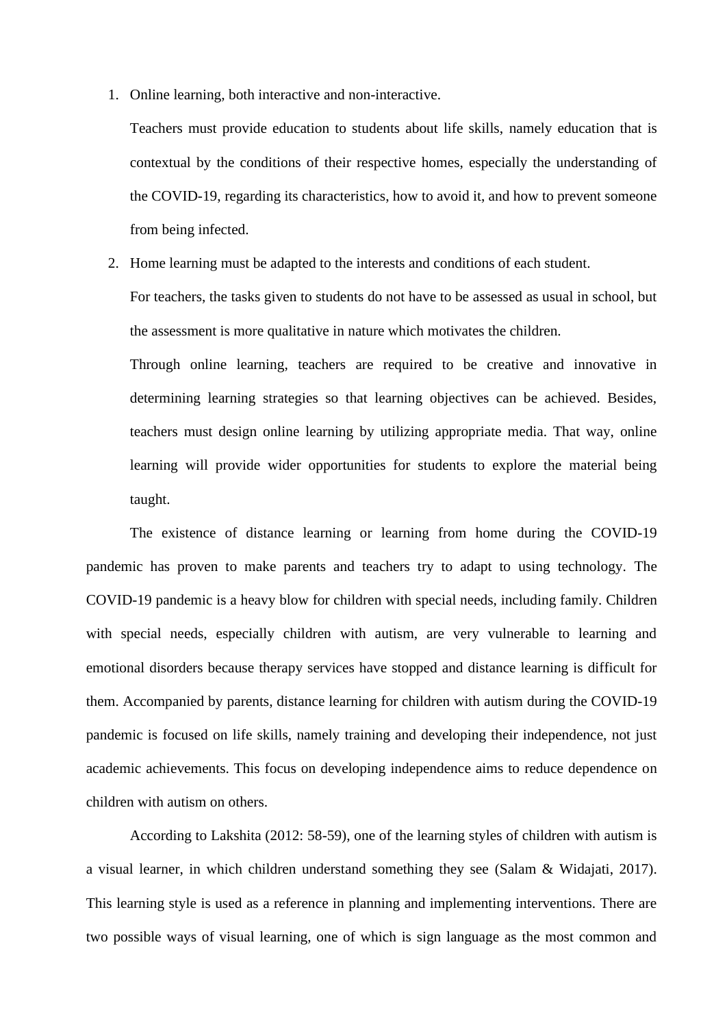1. Online learning, both interactive and non-interactive.

   Teachers must provide education to students about life skills, namely education that is contextual by the conditions of their respective homes, especially the understanding of the COVID-19, regarding its characteristics, how to avoid it, and how to prevent someone from being infected.

2. Home learning must be adapted to the interests and conditions of each student.

   For teachers, the tasks given to students do not have to be assessed as usual in school, but the assessment is more qualitative in nature which motivates the children.

   Through online learning, teachers are required to be creative and innovative in determining learning strategies so that learning objectives can be achieved. Besides, teachers must design online learning by utilizing appropriate media. That way, online learning will provide wider opportunities for students to explore the material being taught.

The existence of distance learning or learning from home during the COVID-19 pandemic has proven to make parents and teachers try to adapt to using technology. The COVID-19 pandemic is a heavy blow for children with special needs, including family. Children with special needs, especially children with autism, are very vulnerable to learning and emotional disorders because therapy services have stopped and distance learning is difficult for them. Accompanied by parents, distance learning for children with autism during the COVID-19 pandemic is focused on life skills, namely training and developing their independence, not just academic achievements. This focus on developing independence aims to reduce dependence on children with autism on others.

According to Lakshita (2012: 58-59), one of the learning styles of children with autism is a visual learner, in which children understand something they see (Salam & Widajati, 2017). This learning style is used as a reference in planning and implementing interventions. There are two possible ways of visual learning, one of which is sign language as the most common and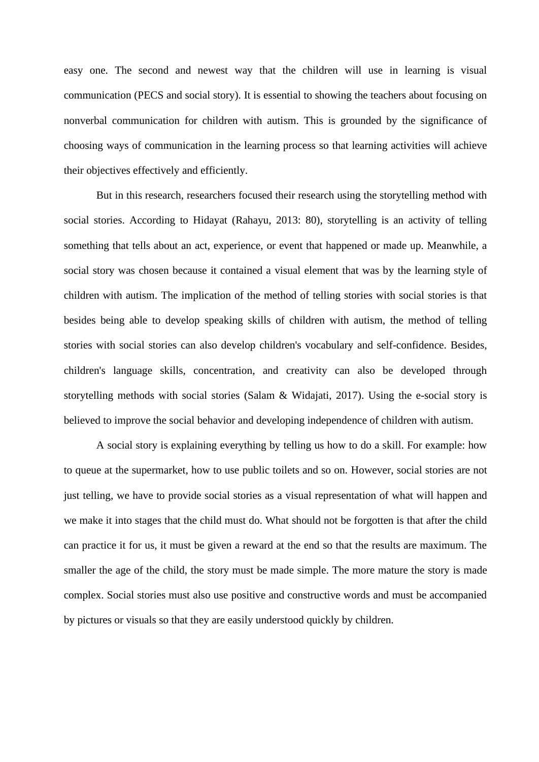easy one. The second and newest way that the children will use in learning is visual communication (PECS and social story). It is essential to showing the teachers about focusing on nonverbal communication for children with autism. This is grounded by the significance of choosing ways of communication in the learning process so that learning activities will achieve their objectives effectively and efficiently.

But in this research, researchers focused their research using the storytelling method with social stories. According to Hidayat (Rahayu, 2013: 80), storytelling is an activity of telling something that tells about an act, experience, or event that happened or made up. Meanwhile, a social story was chosen because it contained a visual element that was by the learning style of children with autism. The implication of the method of telling stories with social stories is that besides being able to develop speaking skills of children with autism, the method of telling stories with social stories can also develop children's vocabulary and self-confidence. Besides, children's language skills, concentration, and creativity can also be developed through storytelling methods with social stories (Salam & Widajati, 2017). Using the e-social story is believed to improve the social behavior and developing independence of children with autism.

A social story is explaining everything by telling us how to do a skill. For example: how to queue at the supermarket, how to use public toilets and so on. However, social stories are not just telling, we have to provide social stories as a visual representation of what will happen and we make it into stages that the child must do. What should not be forgotten is that after the child can practice it for us, it must be given a reward at the end so that the results are maximum. The smaller the age of the child, the story must be made simple. The more mature the story is made complex. Social stories must also use positive and constructive words and must be accompanied by pictures or visuals so that they are easily understood quickly by children.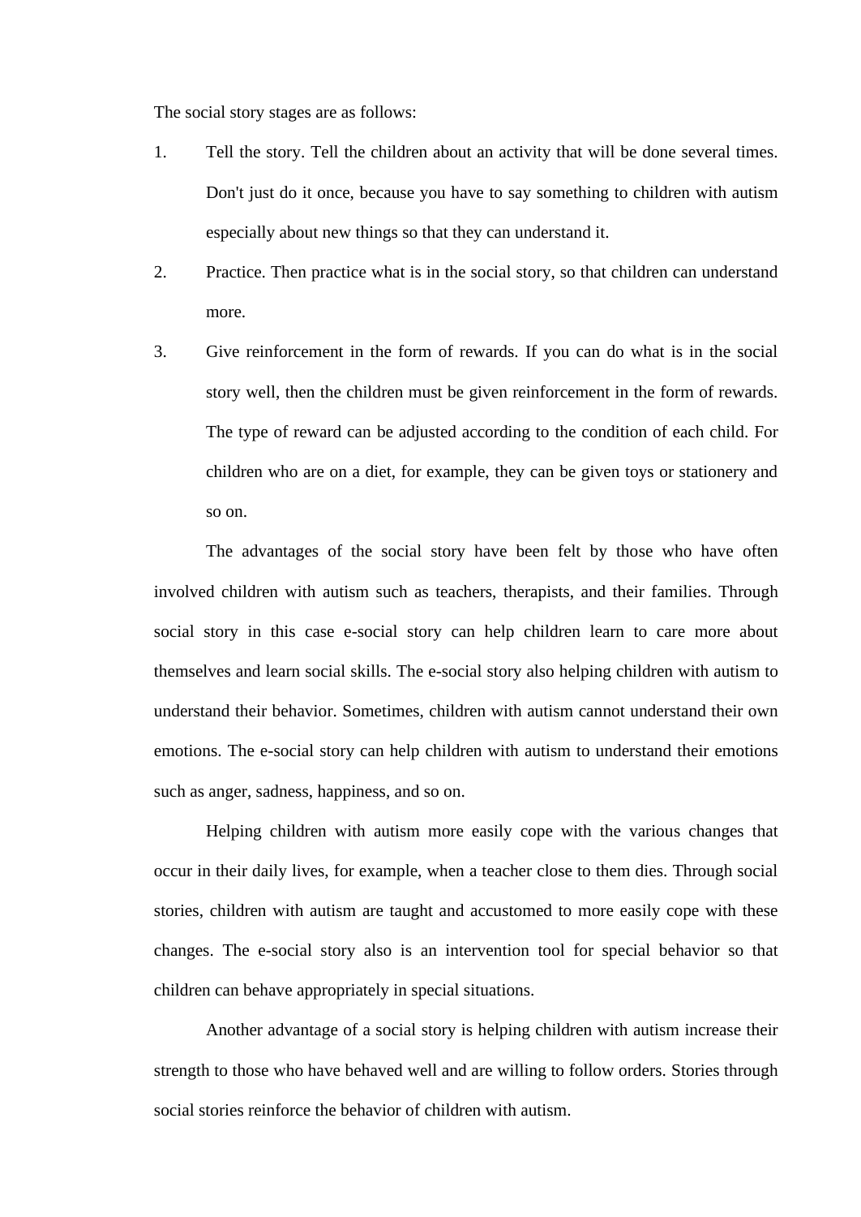The social story stages are as follows:

1. Tell the story. Tell the children about an activity that will be done several times. Don't just do it once, because you have to say something to children with autism especially about new things so that they can understand it.
2. Practice. Then practice what is in the social story, so that children can understand more.
3. Give reinforcement in the form of rewards. If you can do what is in the social story well, then the children must be given reinforcement in the form of rewards. The type of reward can be adjusted according to the condition of each child. For children who are on a diet, for example, they can be given toys or stationery and so on.

The advantages of the social story have been felt by those who have often involved children with autism such as teachers, therapists, and their families. Through social story in this case e-social story can help children learn to care more about themselves and learn social skills. The e-social story also helping children with autism to understand their behavior. Sometimes, children with autism cannot understand their own emotions. The e-social story can help children with autism to understand their emotions such as anger, sadness, happiness, and so on.

Helping children with autism more easily cope with the various changes that occur in their daily lives, for example, when a teacher close to them dies. Through social stories, children with autism are taught and accustomed to more easily cope with these changes. The e-social story also is an intervention tool for special behavior so that children can behave appropriately in special situations.

Another advantage of a social story is helping children with autism increase their strength to those who have behaved well and are willing to follow orders. Stories through social stories reinforce the behavior of children with autism.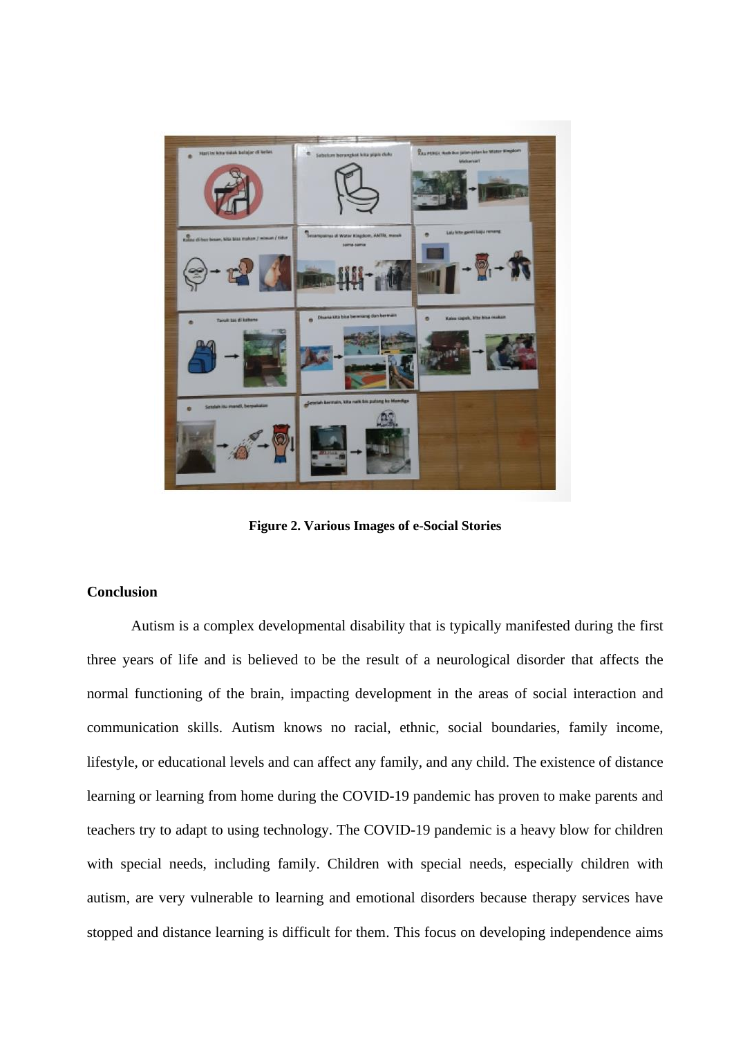Figure 2. Various Images of e-Social Stories

## Conclusion

Autism is a complex developmental disability that is typically manifested during the first three years of life and is believed to be the result of a neurological disorder that affects the normal functioning of the brain, impacting development in the areas of social interaction and communication skills. Autism knows no racial, ethnic, social boundaries, family income, lifestyle, or educational levels and can affect any family, and any child. The existence of distance learning or learning from home during the COVID-19 pandemic has proven to make parents and teachers try to adapt to using technology. The COVID-19 pandemic is a heavy blow for children with special needs, including family. Children with special needs, especially children with autism, are very vulnerable to learning and emotional disorders because therapy services have stopped and distance learning is difficult for them. This focus on developing independence aims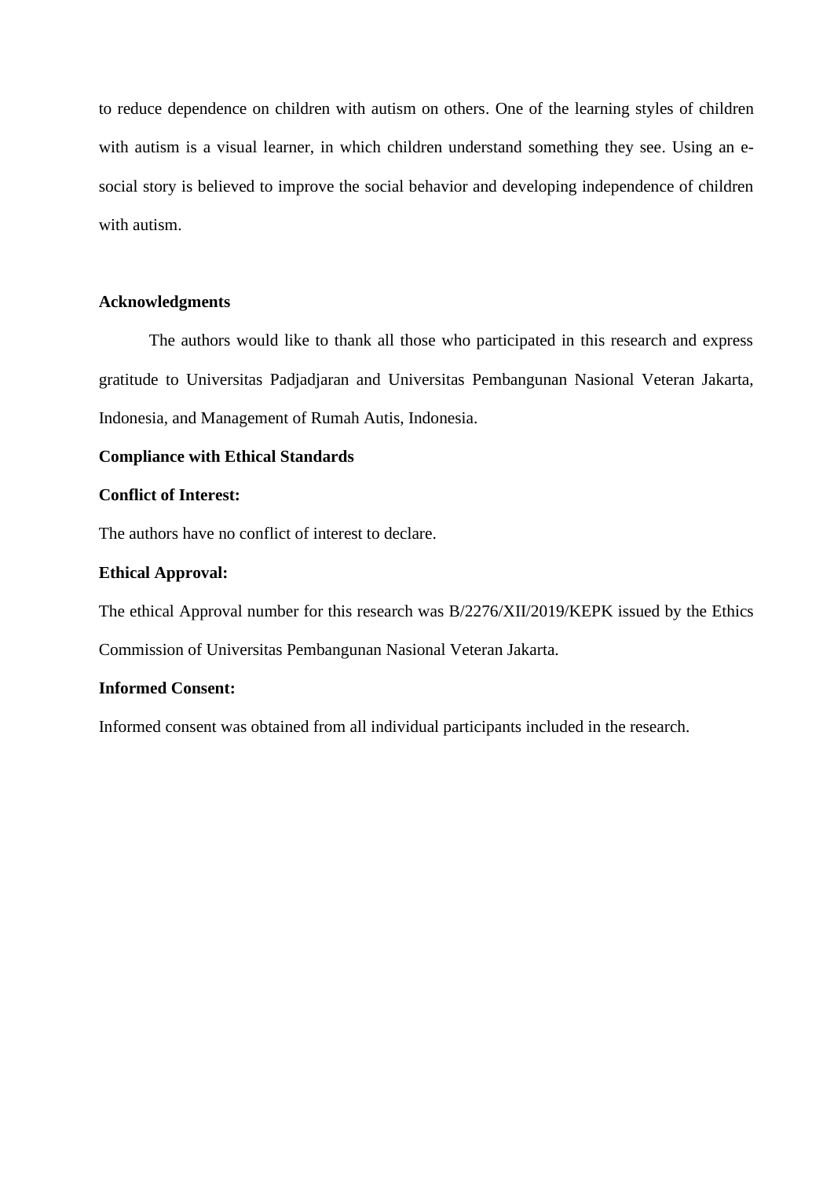to reduce dependence on children with autism on others. One of the learning styles of children with autism is a visual learner, in which children understand something they see. Using an e-social story is believed to improve the social behavior and developing independence of children with autism.

## Acknowledgments

The authors would like to thank all those who participated in this research and express gratitude to Universitas Padjadjaran and Universitas Pembangunan Nasional Veteran Jakarta, Indonesia, and Management of Rumah Autis, Indonesia.

## Compliance with Ethical Standards

**Conflict of Interest:**

The authors have no conflict of interest to declare.

**Ethical Approval:**

The ethical Approval number for this research was B/2276/XII/2019/KEPK issued by the Ethics Commission of Universitas Pembangunan Nasional Veteran Jakarta.

**Informed Consent:**

Informed consent was obtained from all individual participants included in the research.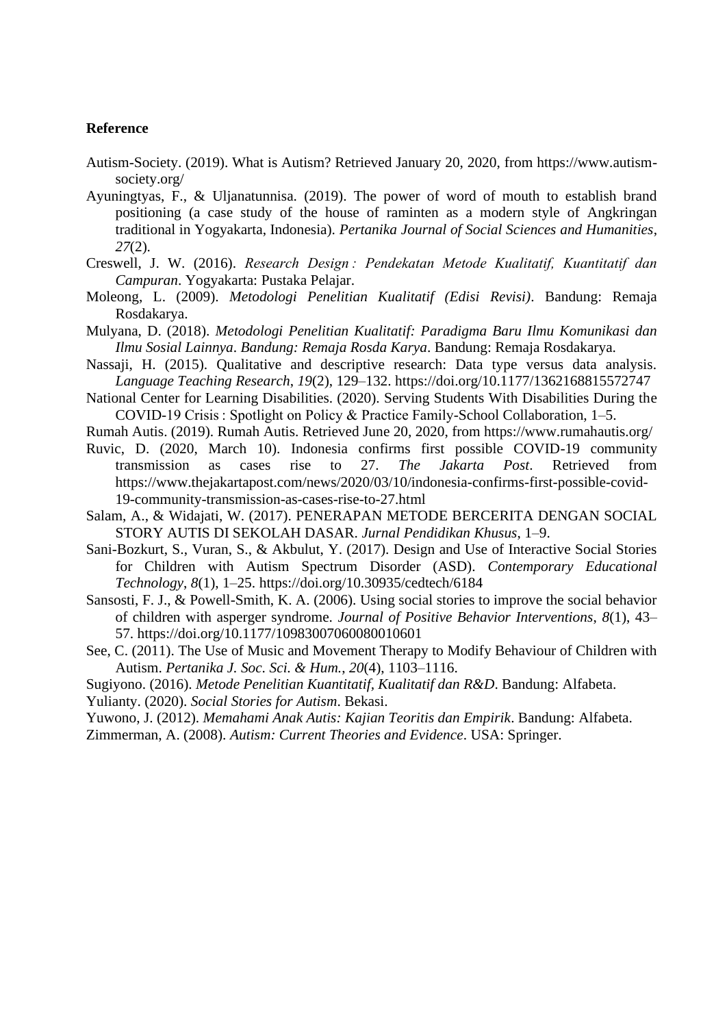**Reference**

Autism-Society. (2019). What is Autism? Retrieved January 20, 2020, from https://www.autism-society.org/

Ayuningtyas, F., & Uljanatunnisa. (2019). The power of word of mouth to establish brand positioning (a case study of the house of raminten as a modern style of Angkringan traditional in Yogyakarta, Indonesia). *Pertanika Journal of Social Sciences and Humanities*, *27*(2).

Creswell, J. W. (2016). *Research Design : Pendekatan Metode Kualitatif, Kuantitatif dan Campuran*. Yogyakarta: Pustaka Pelajar.

Moleong, L. (2009). *Metodologi Penelitian Kualitatif (Edisi Revisi)*. Bandung: Remaja Rosdakarya.

Mulyana, D. (2018). *Metodologi Penelitian Kualitatif: Paradigma Baru Ilmu Komunikasi dan Ilmu Sosial Lainnya*. *Bandung: Remaja Rosda Karya*. Bandung: Remaja Rosdakarya.

Nassaji, H. (2015). Qualitative and descriptive research: Data type versus data analysis. *Language Teaching Research*, *19*(2), 129–132. https://doi.org/10.1177/1362168815572747

National Center for Learning Disabilities. (2020). Serving Students With Disabilities During the COVID-19 Crisis : Spotlight on Policy & Practice Family-School Collaboration, 1–5.

Rumah Autis. (2019). Rumah Autis. Retrieved June 20, 2020, from https://www.rumahautis.org/

Ruvic, D. (2020, March 10). Indonesia confirms first possible COVID-19 community transmission as cases rise to 27. *The Jakarta Post*. Retrieved from https://www.thejakartapost.com/news/2020/03/10/indonesia-confirms-first-possible-covid-19-community-transmission-as-cases-rise-to-27.html

Salam, A., & Widajati, W. (2017). PENERAPAN METODE BERCERITA DENGAN SOCIAL STORY AUTIS DI SEKOLAH DASAR. *Jurnal Pendidikan Khusus*, 1–9.

Sani-Bozkurt, S., Vuran, S., & Akbulut, Y. (2017). Design and Use of Interactive Social Stories for Children with Autism Spectrum Disorder (ASD). *Contemporary Educational Technology*, *8*(1), 1–25. https://doi.org/10.30935/cedtech/6184

Sansosti, F. J., & Powell-Smith, K. A. (2006). Using social stories to improve the social behavior of children with asperger syndrome. *Journal of Positive Behavior Interventions*, *8*(1), 43–57. https://doi.org/10.1177/10983007060080010601

See, C. (2011). The Use of Music and Movement Therapy to Modify Behaviour of Children with Autism. *Pertanika J. Soc. Sci. & Hum.*, *20*(4), 1103–1116.

Sugiyono. (2016). *Metode Penelitian Kuantitatif, Kualitatif dan R&D*. Bandung: Alfabeta.

Yulianty. (2020). *Social Stories for Autism*. Bekasi.

Yuwono, J. (2012). *Memahami Anak Autis: Kajian Teoritis dan Empirik*. Bandung: Alfabeta.

Zimmerman, A. (2008). *Autism: Current Theories and Evidence*. USA: Springer.